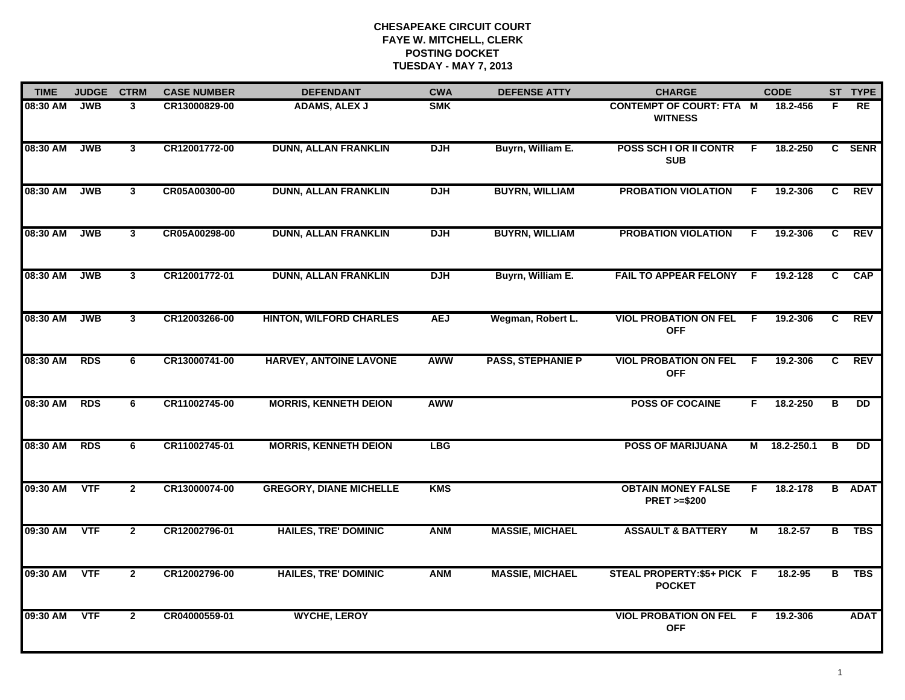**CHESAPEAKE CIRCUIT COURT**
**FAYE W. MITCHELL, CLERK**
**POSTING DOCKET**
**TUESDAY - MAY 7, 2013**

| TIME | JUDGE | CTRM | CASE NUMBER | DEFENDANT | CWA | DEFENSE ATTY | CHARGE | | CODE | ST | TYPE |
|---|---|---|---|---|---|---|---|---|---|---|---|
| 08:30 AM | JWB | 3 | CR13000829-00 | ADAMS, ALEX J | SMK | | CONTEMPT OF COURT: FTA WITNESS | M | 18.2-456 | F | RE |
| 08:30 AM | JWB | 3 | CR12001772-00 | DUNN, ALLAN FRANKLIN | DJH | Buyrn, William E. | POSS SCH I OR II CONTR SUB | F | 18.2-250 | C | SENR |
| 08:30 AM | JWB | 3 | CR05A00300-00 | DUNN, ALLAN FRANKLIN | DJH | BUYRN, WILLIAM | PROBATION VIOLATION | F | 19.2-306 | C | REV |
| 08:30 AM | JWB | 3 | CR05A00298-00 | DUNN, ALLAN FRANKLIN | DJH | BUYRN, WILLIAM | PROBATION VIOLATION | F | 19.2-306 | C | REV |
| 08:30 AM | JWB | 3 | CR12001772-01 | DUNN, ALLAN FRANKLIN | DJH | Buyrn, William E. | FAIL TO APPEAR FELONY | F | 19.2-128 | C | CAP |
| 08:30 AM | JWB | 3 | CR12003266-00 | HINTON, WILFORD CHARLES | AEJ | Wegman, Robert L. | VIOL PROBATION ON FEL OFF | F | 19.2-306 | C | REV |
| 08:30 AM | RDS | 6 | CR13000741-00 | HARVEY, ANTOINE LAVONE | AWW | PASS, STEPHANIE P | VIOL PROBATION ON FEL OFF | F | 19.2-306 | C | REV |
| 08:30 AM | RDS | 6 | CR11002745-00 | MORRIS, KENNETH DEION | AWW | | POSS OF COCAINE | F | 18.2-250 | B | DD |
| 08:30 AM | RDS | 6 | CR11002745-01 | MORRIS, KENNETH DEION | LBG | | POSS OF MARIJUANA | M | 18.2-250.1 | B | DD |
| 09:30 AM | VTF | 2 | CR13000074-00 | GREGORY, DIANE MICHELLE | KMS | | OBTAIN MONEY FALSE PRET >=$200 | F | 18.2-178 | B | ADAT |
| 09:30 AM | VTF | 2 | CR12002796-01 | HAILES, TRE' DOMINIC | ANM | MASSIE, MICHAEL | ASSAULT & BATTERY | M | 18.2-57 | B | TBS |
| 09:30 AM | VTF | 2 | CR12002796-00 | HAILES, TRE' DOMINIC | ANM | MASSIE, MICHAEL | STEAL PROPERTY:$5+ PICK POCKET | F | 18.2-95 | B | TBS |
| 09:30 AM | VTF | 2 | CR04000559-01 | WYCHE, LEROY | | | VIOL PROBATION ON FEL OFF | F | 19.2-306 | | ADAT |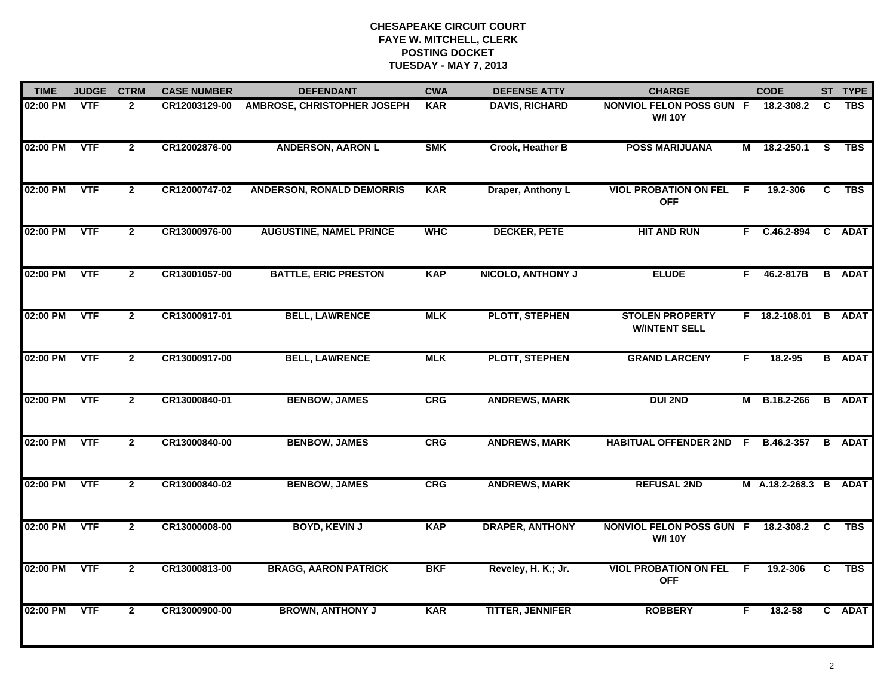**CHESAPEAKE CIRCUIT COURT**
**FAYE W. MITCHELL, CLERK**
**POSTING DOCKET**
**TUESDAY - MAY 7, 2013**

| TIME | JUDGE | CTRM | CASE NUMBER | DEFENDANT | CWA | DEFENSE ATTY | CHARGE | | CODE | ST | TYPE |
|---|---|---|---|---|---|---|---|---|---|---|---|
| 02:00 PM | VTF | 2 | CR12003129-00 | AMBROSE, CHRISTOPHER JOSEPH | KAR | DAVIS, RICHARD | NONVIOL FELON POSS GUN W/I 10Y | F | 18.2-308.2 | C | TBS |
| 02:00 PM | VTF | 2 | CR12002876-00 | ANDERSON, AARON L | SMK | Crook, Heather B | POSS MARIJUANA | M | 18.2-250.1 | S | TBS |
| 02:00 PM | VTF | 2 | CR12000747-02 | ANDERSON, RONALD DEMORRIS | KAR | Draper, Anthony L | VIOL PROBATION ON FEL OFF | F | 19.2-306 | C | TBS |
| 02:00 PM | VTF | 2 | CR13000976-00 | AUGUSTINE, NAMEL PRINCE | WHC | DECKER, PETE | HIT AND RUN | F | C.46.2-894 | C | ADAT |
| 02:00 PM | VTF | 2 | CR13001057-00 | BATTLE, ERIC PRESTON | KAP | NICOLO, ANTHONY J | ELUDE | F | 46.2-817B | B | ADAT |
| 02:00 PM | VTF | 2 | CR13000917-01 | BELL, LAWRENCE | MLK | PLOTT, STEPHEN | STOLEN PROPERTY W/INTENT SELL | F | 18.2-108.01 | B | ADAT |
| 02:00 PM | VTF | 2 | CR13000917-00 | BELL, LAWRENCE | MLK | PLOTT, STEPHEN | GRAND LARCENY | F | 18.2-95 | B | ADAT |
| 02:00 PM | VTF | 2 | CR13000840-01 | BENBOW, JAMES | CRG | ANDREWS, MARK | DUI 2ND | M | B.18.2-266 | B | ADAT |
| 02:00 PM | VTF | 2 | CR13000840-00 | BENBOW, JAMES | CRG | ANDREWS, MARK | HABITUAL OFFENDER 2ND | F | B.46.2-357 | B | ADAT |
| 02:00 PM | VTF | 2 | CR13000840-02 | BENBOW, JAMES | CRG | ANDREWS, MARK | REFUSAL 2ND | M | A.18.2-268.3 | B | ADAT |
| 02:00 PM | VTF | 2 | CR13000008-00 | BOYD, KEVIN J | KAP | DRAPER, ANTHONY | NONVIOL FELON POSS GUN W/I 10Y | F | 18.2-308.2 | C | TBS |
| 02:00 PM | VTF | 2 | CR13000813-00 | BRAGG, AARON PATRICK | BKF | Reveley, H. K.; Jr. | VIOL PROBATION ON FEL OFF | F | 19.2-306 | C | TBS |
| 02:00 PM | VTF | 2 | CR13000900-00 | BROWN, ANTHONY J | KAR | TITTER, JENNIFER | ROBBERY | F | 18.2-58 | C | ADAT |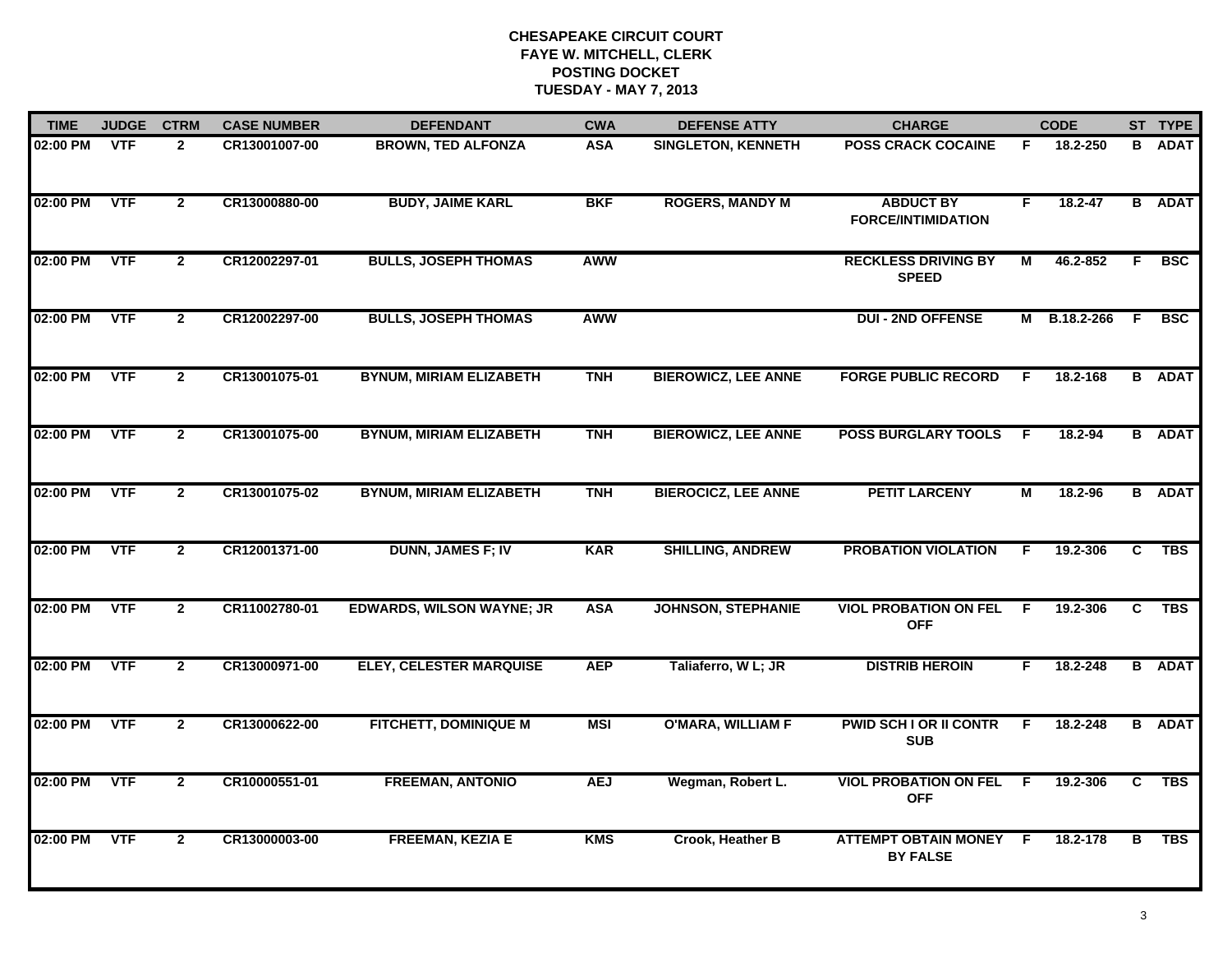**CHESAPEAKE CIRCUIT COURT**
**FAYE W. MITCHELL, CLERK**
**POSTING DOCKET**
**TUESDAY - MAY 7, 2013**

| TIME | JUDGE | CTRM | CASE NUMBER | DEFENDANT | CWA | DEFENSE ATTY | CHARGE | | CODE | ST | TYPE |
|---|---|---|---|---|---|---|---|---|---|---|---|
| 02:00 PM | VTF | 2 | CR13001007-00 | BROWN, TED ALFONZA | ASA | SINGLETON, KENNETH | POSS CRACK COCAINE | F | 18.2-250 | B | ADAT |
| 02:00 PM | VTF | 2 | CR13000880-00 | BUDY, JAIME KARL | BKF | ROGERS, MANDY M | ABDUCT BY FORCE/INTIMIDATION | F | 18.2-47 | B | ADAT |
| 02:00 PM | VTF | 2 | CR12002297-01 | BULLS, JOSEPH THOMAS | AWW | | RECKLESS DRIVING BY SPEED | M | 46.2-852 | F | BSC |
| 02:00 PM | VTF | 2 | CR12002297-00 | BULLS, JOSEPH THOMAS | AWW | | DUI - 2ND OFFENSE | M | B.18.2-266 | F | BSC |
| 02:00 PM | VTF | 2 | CR13001075-01 | BYNUM, MIRIAM ELIZABETH | TNH | BIEROWICZ, LEE ANNE | FORGE PUBLIC RECORD | F | 18.2-168 | B | ADAT |
| 02:00 PM | VTF | 2 | CR13001075-00 | BYNUM, MIRIAM ELIZABETH | TNH | BIEROWICZ, LEE ANNE | POSS BURGLARY TOOLS | F | 18.2-94 | B | ADAT |
| 02:00 PM | VTF | 2 | CR13001075-02 | BYNUM, MIRIAM ELIZABETH | TNH | BIEROCICZ, LEE ANNE | PETIT LARCENY | M | 18.2-96 | B | ADAT |
| 02:00 PM | VTF | 2 | CR12001371-00 | DUNN, JAMES F; IV | KAR | SHILLING, ANDREW | PROBATION VIOLATION | F | 19.2-306 | C | TBS |
| 02:00 PM | VTF | 2 | CR11002780-01 | EDWARDS, WILSON WAYNE; JR | ASA | JOHNSON, STEPHANIE | VIOL PROBATION ON FEL OFF | F | 19.2-306 | C | TBS |
| 02:00 PM | VTF | 2 | CR13000971-00 | ELEY, CELESTER MARQUISE | AEP | Taliaferro, W L; JR | DISTRIB HEROIN | F | 18.2-248 | B | ADAT |
| 02:00 PM | VTF | 2 | CR13000622-00 | FITCHETT, DOMINIQUE M | MSI | O'MARA, WILLIAM F | PWID SCH I OR II CONTR SUB | F | 18.2-248 | B | ADAT |
| 02:00 PM | VTF | 2 | CR10000551-01 | FREEMAN, ANTONIO | AEJ | Wegman, Robert L. | VIOL PROBATION ON FEL OFF | F | 19.2-306 | C | TBS |
| 02:00 PM | VTF | 2 | CR13000003-00 | FREEMAN, KEZIA E | KMS | Crook, Heather B | ATTEMPT OBTAIN MONEY BY FALSE | F | 18.2-178 | B | TBS |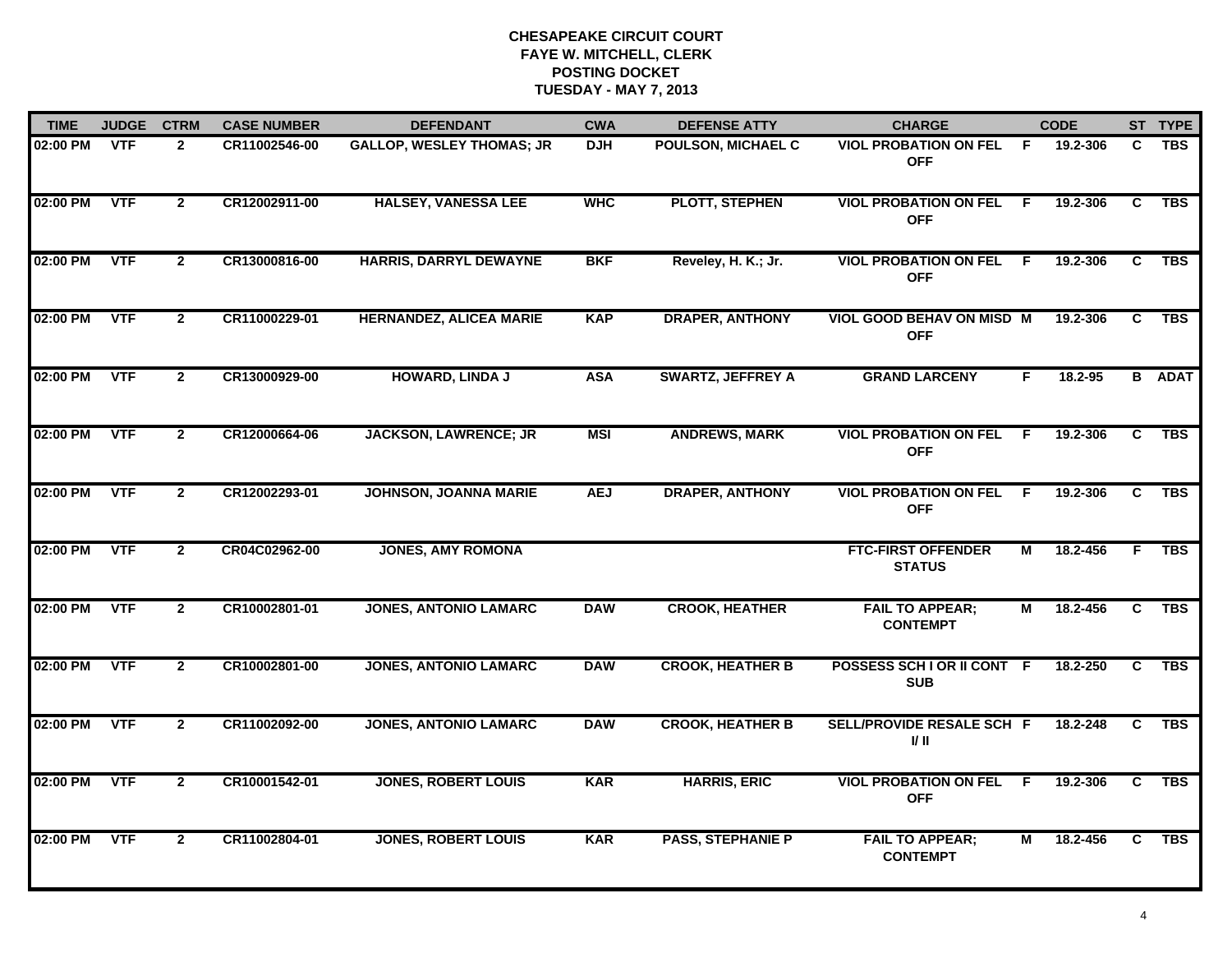# CHESAPEAKE CIRCUIT COURT
## FAYE W. MITCHELL, CLERK
## POSTING DOCKET
## TUESDAY - MAY 7, 2013

| TIME | JUDGE | CTRM | CASE NUMBER | DEFENDANT | CWA | DEFENSE ATTY | CHARGE | | CODE | ST | TYPE |
|---|---|---|---|---|---|---|---|---|---|---|---|
| 02:00 PM | VTF | 2 | CR11002546-00 | GALLOP, WESLEY THOMAS; JR | DJH | POULSON, MICHAEL C | VIOL PROBATION ON FEL OFF | F | 19.2-306 | C | TBS |
| 02:00 PM | VTF | 2 | CR12002911-00 | HALSEY, VANESSA LEE | WHC | PLOTT, STEPHEN | VIOL PROBATION ON FEL OFF | F | 19.2-306 | C | TBS |
| 02:00 PM | VTF | 2 | CR13000816-00 | HARRIS, DARRYL DEWAYNE | BKF | Reveley, H. K.; Jr. | VIOL PROBATION ON FEL OFF | F | 19.2-306 | C | TBS |
| 02:00 PM | VTF | 2 | CR11000229-01 | HERNANDEZ, ALICEA MARIE | KAP | DRAPER, ANTHONY | VIOL GOOD BEHAV ON MISD OFF | M | 19.2-306 | C | TBS |
| 02:00 PM | VTF | 2 | CR13000929-00 | HOWARD, LINDA J | ASA | SWARTZ, JEFFREY A | GRAND LARCENY | F | 18.2-95 | B | ADAT |
| 02:00 PM | VTF | 2 | CR12000664-06 | JACKSON, LAWRENCE; JR | MSI | ANDREWS, MARK | VIOL PROBATION ON FEL OFF | F | 19.2-306 | C | TBS |
| 02:00 PM | VTF | 2 | CR12002293-01 | JOHNSON, JOANNA MARIE | AEJ | DRAPER, ANTHONY | VIOL PROBATION ON FEL OFF | F | 19.2-306 | C | TBS |
| 02:00 PM | VTF | 2 | CR04C02962-00 | JONES, AMY ROMONA | | | FTC-FIRST OFFENDER STATUS | M | 18.2-456 | F | TBS |
| 02:00 PM | VTF | 2 | CR10002801-01 | JONES, ANTONIO LAMARC | DAW | CROOK, HEATHER | FAIL TO APPEAR; CONTEMPT | M | 18.2-456 | C | TBS |
| 02:00 PM | VTF | 2 | CR10002801-00 | JONES, ANTONIO LAMARC | DAW | CROOK, HEATHER B | POSSESS SCH I OR II CONT SUB | F | 18.2-250 | C | TBS |
| 02:00 PM | VTF | 2 | CR11002092-00 | JONES, ANTONIO LAMARC | DAW | CROOK, HEATHER B | SELL/PROVIDE RESALE SCH I/ II | F | 18.2-248 | C | TBS |
| 02:00 PM | VTF | 2 | CR10001542-01 | JONES, ROBERT LOUIS | KAR | HARRIS, ERIC | VIOL PROBATION ON FEL OFF | F | 19.2-306 | C | TBS |
| 02:00 PM | VTF | 2 | CR11002804-01 | JONES, ROBERT LOUIS | KAR | PASS, STEPHANIE P | FAIL TO APPEAR; CONTEMPT | M | 18.2-456 | C | TBS |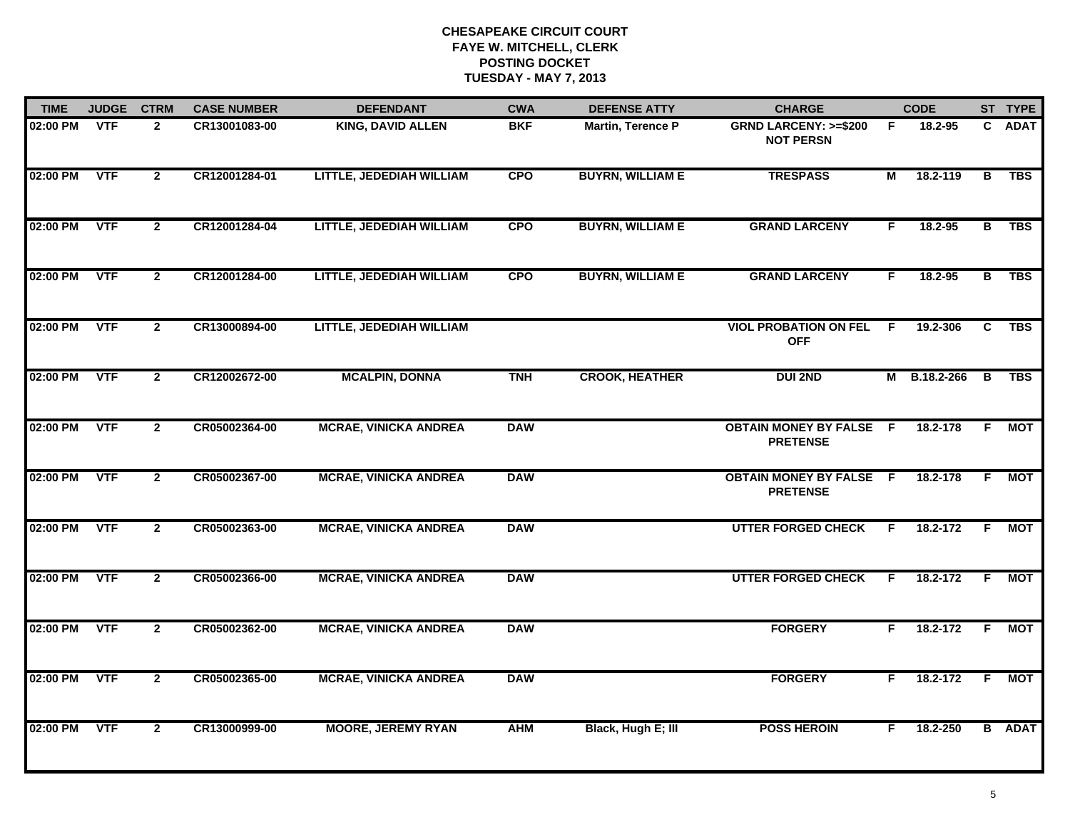**CHESAPEAKE CIRCUIT COURT**
**FAYE W. MITCHELL, CLERK**
**POSTING DOCKET**
**TUESDAY - MAY 7, 2013**

| TIME | JUDGE | CTRM | CASE NUMBER | DEFENDANT | CWA | DEFENSE ATTY | CHARGE | | CODE | ST | TYPE |
|---|---|---|---|---|---|---|---|---|---|---|---|
| 02:00 PM | VTF | 2 | CR13001083-00 | KING, DAVID ALLEN | BKF | Martin, Terence P | GRND LARCENY: >=$200 NOT PERSN | F | 18.2-95 | C | ADAT |
| 02:00 PM | VTF | 2 | CR12001284-01 | LITTLE, JEDEDIAH WILLIAM | CPO | BUYRN, WILLIAM E | TRESPASS | M | 18.2-119 | B | TBS |
| 02:00 PM | VTF | 2 | CR12001284-04 | LITTLE, JEDEDIAH WILLIAM | CPO | BUYRN, WILLIAM E | GRAND LARCENY | F | 18.2-95 | B | TBS |
| 02:00 PM | VTF | 2 | CR12001284-00 | LITTLE, JEDEDIAH WILLIAM | CPO | BUYRN, WILLIAM E | GRAND LARCENY | F | 18.2-95 | B | TBS |
| 02:00 PM | VTF | 2 | CR13000894-00 | LITTLE, JEDEDIAH WILLIAM | | | VIOL PROBATION ON FEL OFF | F | 19.2-306 | C | TBS |
| 02:00 PM | VTF | 2 | CR12002672-00 | MCALPIN, DONNA | TNH | CROOK, HEATHER | DUI 2ND | M | B.18.2-266 | B | TBS |
| 02:00 PM | VTF | 2 | CR05002364-00 | MCRAE, VINICKA ANDREA | DAW | | OBTAIN MONEY BY FALSE PRETENSE | F | 18.2-178 | F | MOT |
| 02:00 PM | VTF | 2 | CR05002367-00 | MCRAE, VINICKA ANDREA | DAW | | OBTAIN MONEY BY FALSE PRETENSE | F | 18.2-178 | F | MOT |
| 02:00 PM | VTF | 2 | CR05002363-00 | MCRAE, VINICKA ANDREA | DAW | | UTTER FORGED CHECK | F | 18.2-172 | F | MOT |
| 02:00 PM | VTF | 2 | CR05002366-00 | MCRAE, VINICKA ANDREA | DAW | | UTTER FORGED CHECK | F | 18.2-172 | F | MOT |
| 02:00 PM | VTF | 2 | CR05002362-00 | MCRAE, VINICKA ANDREA | DAW | | FORGERY | F | 18.2-172 | F | MOT |
| 02:00 PM | VTF | 2 | CR05002365-00 | MCRAE, VINICKA ANDREA | DAW | | FORGERY | F | 18.2-172 | F | MOT |
| 02:00 PM | VTF | 2 | CR13000999-00 | MOORE, JEREMY RYAN | AHM | Black, Hugh E; III | POSS HEROIN | F | 18.2-250 | B | ADAT |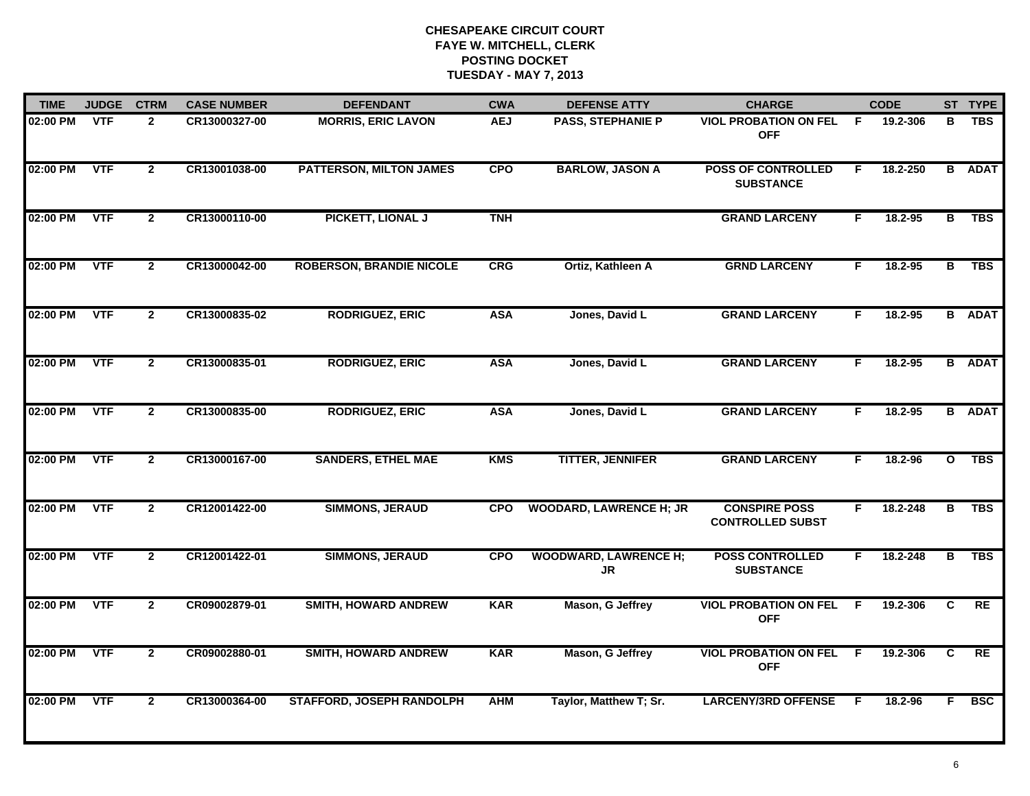# CHESAPEAKE CIRCUIT COURT
## FAYE W. MITCHELL, CLERK
## POSTING DOCKET
## TUESDAY - MAY 7, 2013

| TIME | JUDGE | CTRM | CASE NUMBER | DEFENDANT | CWA | DEFENSE ATTY | CHARGE | | CODE | ST | TYPE |
|---|---|---|---|---|---|---|---|---|---|---|---|
| 02:00 PM | VTF | 2 | CR13000327-00 | MORRIS, ERIC LAVON | AEJ | PASS, STEPHANIE P | VIOL PROBATION ON FEL OFF | F | 19.2-306 | B | TBS |
| 02:00 PM | VTF | 2 | CR13001038-00 | PATTERSON, MILTON JAMES | CPO | BARLOW, JASON A | POSS OF CONTROLLED SUBSTANCE | F | 18.2-250 | B | ADAT |
| 02:00 PM | VTF | 2 | CR13000110-00 | PICKETT, LIONAL J | TNH | | GRAND LARCENY | F | 18.2-95 | B | TBS |
| 02:00 PM | VTF | 2 | CR13000042-00 | ROBERSON, BRANDIE NICOLE | CRG | Ortiz, Kathleen A | GRND LARCENY | F | 18.2-95 | B | TBS |
| 02:00 PM | VTF | 2 | CR13000835-02 | RODRIGUEZ, ERIC | ASA | Jones, David L | GRAND LARCENY | F | 18.2-95 | B | ADAT |
| 02:00 PM | VTF | 2 | CR13000835-01 | RODRIGUEZ, ERIC | ASA | Jones, David L | GRAND LARCENY | F | 18.2-95 | B | ADAT |
| 02:00 PM | VTF | 2 | CR13000835-00 | RODRIGUEZ, ERIC | ASA | Jones, David L | GRAND LARCENY | F | 18.2-95 | B | ADAT |
| 02:00 PM | VTF | 2 | CR13000167-00 | SANDERS, ETHEL MAE | KMS | TITTER, JENNIFER | GRAND LARCENY | F | 18.2-96 | O | TBS |
| 02:00 PM | VTF | 2 | CR12001422-00 | SIMMONS, JERAUD | CPO | WOODARD, LAWRENCE H; JR | CONSPIRE POSS CONTROLLED SUBST | F | 18.2-248 | B | TBS |
| 02:00 PM | VTF | 2 | CR12001422-01 | SIMMONS, JERAUD | CPO | WOODWARD, LAWRENCE H; JR | POSS CONTROLLED SUBSTANCE | F | 18.2-248 | B | TBS |
| 02:00 PM | VTF | 2 | CR09002879-01 | SMITH, HOWARD ANDREW | KAR | Mason, G Jeffrey | VIOL PROBATION ON FEL OFF | F | 19.2-306 | C | RE |
| 02:00 PM | VTF | 2 | CR09002880-01 | SMITH, HOWARD ANDREW | KAR | Mason, G Jeffrey | VIOL PROBATION ON FEL OFF | F | 19.2-306 | C | RE |
| 02:00 PM | VTF | 2 | CR13000364-00 | STAFFORD, JOSEPH RANDOLPH | AHM | Taylor, Matthew T; Sr. | LARCENY/3RD OFFENSE | F | 18.2-96 | F | BSC |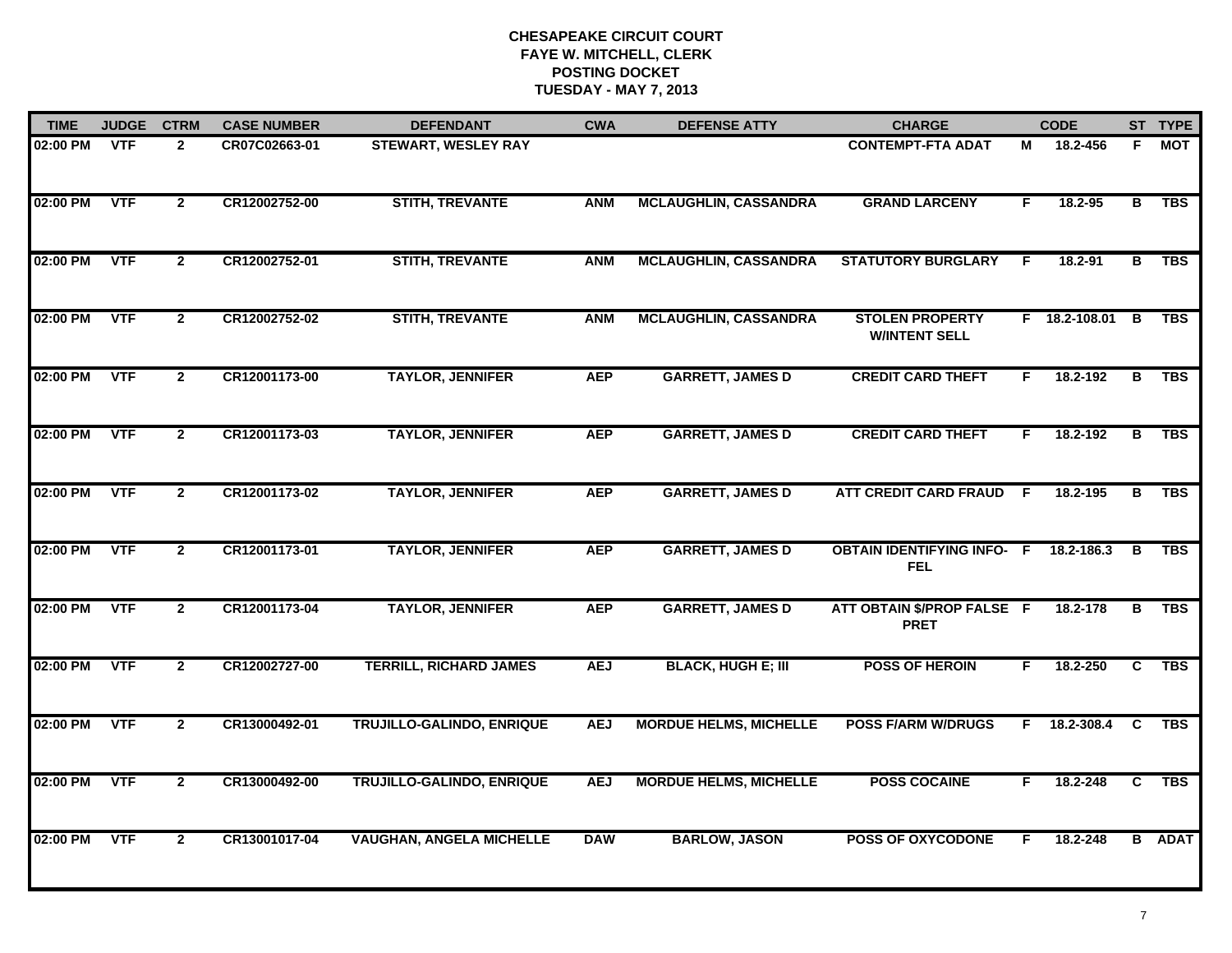# CHESAPEAKE CIRCUIT COURT
## FAYE W. MITCHELL, CLERK
## POSTING DOCKET
## TUESDAY - MAY 7, 2013

| TIME | JUDGE | CTRM | CASE NUMBER | DEFENDANT | CWA | DEFENSE ATTY | CHARGE | | CODE | ST | TYPE |
|---|---|---|---|---|---|---|---|---|---|---|---|
| 02:00 PM | VTF | 2 | CR07C02663-01 | STEWART, WESLEY RAY | | | CONTEMPT-FTA ADAT | M | 18.2-456 | F | MOT |
| 02:00 PM | VTF | 2 | CR12002752-00 | STITH, TREVANTE | ANM | MCLAUGHLIN, CASSANDRA | GRAND LARCENY | F | 18.2-95 | B | TBS |
| 02:00 PM | VTF | 2 | CR12002752-01 | STITH, TREVANTE | ANM | MCLAUGHLIN, CASSANDRA | STATUTORY BURGLARY | F | 18.2-91 | B | TBS |
| 02:00 PM | VTF | 2 | CR12002752-02 | STITH, TREVANTE | ANM | MCLAUGHLIN, CASSANDRA | STOLEN PROPERTY W/INTENT SELL | F | 18.2-108.01 | B | TBS |
| 02:00 PM | VTF | 2 | CR12001173-00 | TAYLOR, JENNIFER | AEP | GARRETT, JAMES D | CREDIT CARD THEFT | F | 18.2-192 | B | TBS |
| 02:00 PM | VTF | 2 | CR12001173-03 | TAYLOR, JENNIFER | AEP | GARRETT, JAMES D | CREDIT CARD THEFT | F | 18.2-192 | B | TBS |
| 02:00 PM | VTF | 2 | CR12001173-02 | TAYLOR, JENNIFER | AEP | GARRETT, JAMES D | ATT CREDIT CARD FRAUD | F | 18.2-195 | B | TBS |
| 02:00 PM | VTF | 2 | CR12001173-01 | TAYLOR, JENNIFER | AEP | GARRETT, JAMES D | OBTAIN IDENTIFYING INFO-FEL | F | 18.2-186.3 | B | TBS |
| 02:00 PM | VTF | 2 | CR12001173-04 | TAYLOR, JENNIFER | AEP | GARRETT, JAMES D | ATT OBTAIN $/PROP FALSE PRET | F | 18.2-178 | B | TBS |
| 02:00 PM | VTF | 2 | CR12002727-00 | TERRILL, RICHARD JAMES | AEJ | BLACK, HUGH E; III | POSS OF HEROIN | F | 18.2-250 | C | TBS |
| 02:00 PM | VTF | 2 | CR13000492-01 | TRUJILLO-GALINDO, ENRIQUE | AEJ | MORDUE HELMS, MICHELLE | POSS F/ARM W/DRUGS | F | 18.2-308.4 | C | TBS |
| 02:00 PM | VTF | 2 | CR13000492-00 | TRUJILLO-GALINDO, ENRIQUE | AEJ | MORDUE HELMS, MICHELLE | POSS COCAINE | F | 18.2-248 | C | TBS |
| 02:00 PM | VTF | 2 | CR13001017-04 | VAUGHAN, ANGELA MICHELLE | DAW | BARLOW, JASON | POSS OF OXYCODONE | F | 18.2-248 | B | ADAT |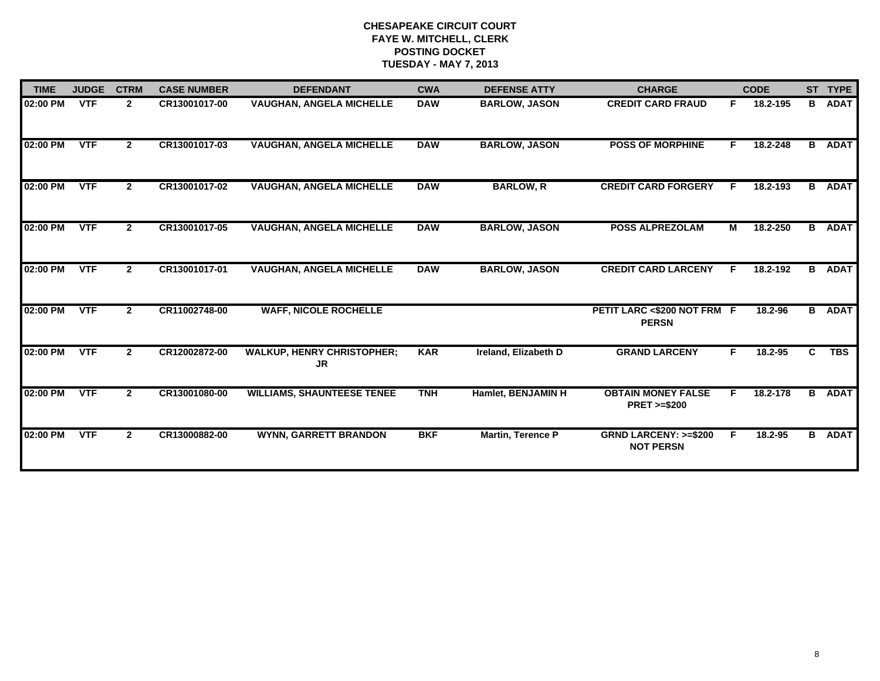**CHESAPEAKE CIRCUIT COURT**
**FAYE W. MITCHELL, CLERK**
**POSTING DOCKET**
**TUESDAY - MAY 7, 2013**

| TIME | JUDGE | CTRM | CASE NUMBER | DEFENDANT | CWA | DEFENSE ATTY | CHARGE | | CODE | ST | TYPE |
|---|---|---|---|---|---|---|---|---|---|---|---|
| 02:00 PM | VTF | 2 | CR13001017-00 | VAUGHAN, ANGELA MICHELLE | DAW | BARLOW, JASON | CREDIT CARD FRAUD | F | 18.2-195 | B | ADAT |
| 02:00 PM | VTF | 2 | CR13001017-03 | VAUGHAN, ANGELA MICHELLE | DAW | BARLOW, JASON | POSS OF MORPHINE | F | 18.2-248 | B | ADAT |
| 02:00 PM | VTF | 2 | CR13001017-02 | VAUGHAN, ANGELA MICHELLE | DAW | BARLOW, R | CREDIT CARD FORGERY | F | 18.2-193 | B | ADAT |
| 02:00 PM | VTF | 2 | CR13001017-05 | VAUGHAN, ANGELA MICHELLE | DAW | BARLOW, JASON | POSS ALPREZOLAM | M | 18.2-250 | B | ADAT |
| 02:00 PM | VTF | 2 | CR13001017-01 | VAUGHAN, ANGELA MICHELLE | DAW | BARLOW, JASON | CREDIT CARD LARCENY | F | 18.2-192 | B | ADAT |
| 02:00 PM | VTF | 2 | CR11002748-00 | WAFF, NICOLE ROCHELLE | | | PETIT LARC <$200 NOT FRM PERSN | F | 18.2-96 | B | ADAT |
| 02:00 PM | VTF | 2 | CR12002872-00 | WALKUP, HENRY CHRISTOPHER; JR | KAR | Ireland, Elizabeth D | GRAND LARCENY | F | 18.2-95 | C | TBS |
| 02:00 PM | VTF | 2 | CR13001080-00 | WILLIAMS, SHAUNTEESE TENEE | TNH | Hamlet, BENJAMIN H | OBTAIN MONEY FALSE PRET >=$200 | F | 18.2-178 | B | ADAT |
| 02:00 PM | VTF | 2 | CR13000882-00 | WYNN, GARRETT BRANDON | BKF | Martin, Terence P | GRND LARCENY: >=$200 NOT PERSN | F | 18.2-95 | B | ADAT |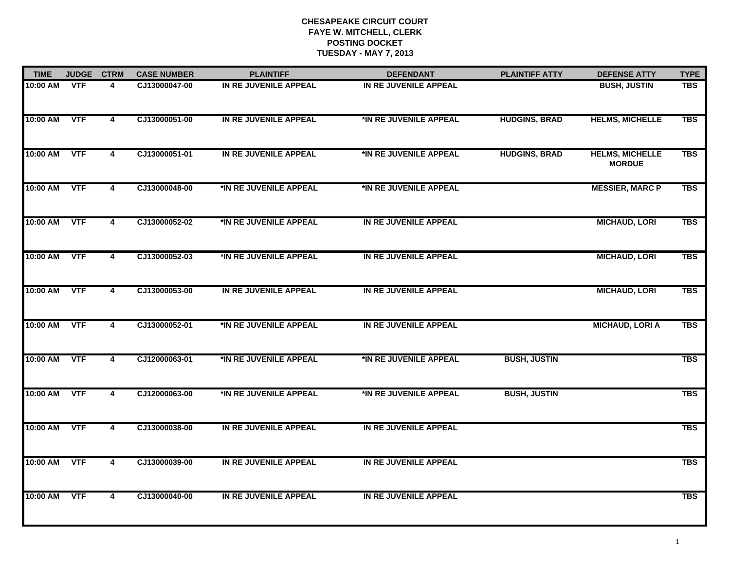**CHESAPEAKE CIRCUIT COURT**
**FAYE W. MITCHELL, CLERK**
**POSTING DOCKET**
**TUESDAY - MAY 7, 2013**

| TIME | JUDGE | CTRM | CASE NUMBER | PLAINTIFF | DEFENDANT | PLAINTIFF ATTY | DEFENSE ATTY | TYPE |
|---|---|---|---|---|---|---|---|---|
| 10:00 AM | VTF | 4 | CJ13000047-00 | IN RE JUVENILE APPEAL | IN RE JUVENILE APPEAL | | BUSH, JUSTIN | TBS |
| 10:00 AM | VTF | 4 | CJ13000051-00 | IN RE JUVENILE APPEAL | *IN RE JUVENILE APPEAL | HUDGINS, BRAD | HELMS, MICHELLE | TBS |
| 10:00 AM | VTF | 4 | CJ13000051-01 | IN RE JUVENILE APPEAL | *IN RE JUVENILE APPEAL | HUDGINS, BRAD | HELMS, MICHELLE MORDUE | TBS |
| 10:00 AM | VTF | 4 | CJ13000048-00 | *IN RE JUVENILE APPEAL | *IN RE JUVENILE APPEAL | | MESSIER, MARC P | TBS |
| 10:00 AM | VTF | 4 | CJ13000052-02 | *IN RE JUVENILE APPEAL | IN RE JUVENILE APPEAL | | MICHAUD, LORI | TBS |
| 10:00 AM | VTF | 4 | CJ13000052-03 | *IN RE JUVENILE APPEAL | IN RE JUVENILE APPEAL | | MICHAUD, LORI | TBS |
| 10:00 AM | VTF | 4 | CJ13000053-00 | IN RE JUVENILE APPEAL | IN RE JUVENILE APPEAL | | MICHAUD, LORI | TBS |
| 10:00 AM | VTF | 4 | CJ13000052-01 | *IN RE JUVENILE APPEAL | IN RE JUVENILE APPEAL | | MICHAUD, LORI A | TBS |
| 10:00 AM | VTF | 4 | CJ12000063-01 | *IN RE JUVENILE APPEAL | *IN RE JUVENILE APPEAL | BUSH, JUSTIN | | TBS |
| 10:00 AM | VTF | 4 | CJ12000063-00 | *IN RE JUVENILE APPEAL | *IN RE JUVENILE APPEAL | BUSH, JUSTIN | | TBS |
| 10:00 AM | VTF | 4 | CJ13000038-00 | IN RE JUVENILE APPEAL | IN RE JUVENILE APPEAL | | | TBS |
| 10:00 AM | VTF | 4 | CJ13000039-00 | IN RE JUVENILE APPEAL | IN RE JUVENILE APPEAL | | | TBS |
| 10:00 AM | VTF | 4 | CJ13000040-00 | IN RE JUVENILE APPEAL | IN RE JUVENILE APPEAL | | | TBS |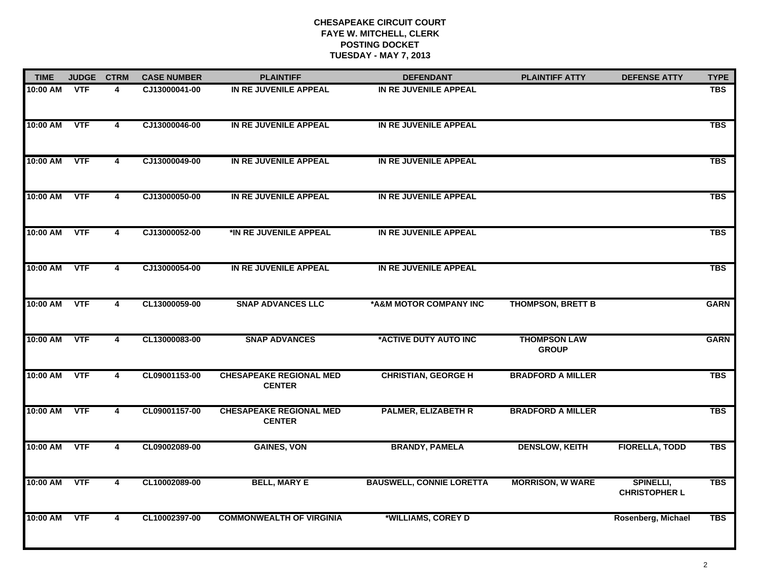**CHESAPEAKE CIRCUIT COURT**
**FAYE W. MITCHELL, CLERK**
**POSTING DOCKET**
**TUESDAY - MAY 7, 2013**

| TIME | JUDGE | CTRM | CASE NUMBER | PLAINTIFF | DEFENDANT | PLAINTIFF ATTY | DEFENSE ATTY | TYPE |
|---|---|---|---|---|---|---|---|---|
| 10:00 AM | VTF | 4 | CJ13000041-00 | IN RE JUVENILE APPEAL | IN RE JUVENILE APPEAL | | | TBS |
| 10:00 AM | VTF | 4 | CJ13000046-00 | IN RE JUVENILE APPEAL | IN RE JUVENILE APPEAL | | | TBS |
| 10:00 AM | VTF | 4 | CJ13000049-00 | IN RE JUVENILE APPEAL | IN RE JUVENILE APPEAL | | | TBS |
| 10:00 AM | VTF | 4 | CJ13000050-00 | IN RE JUVENILE APPEAL | IN RE JUVENILE APPEAL | | | TBS |
| 10:00 AM | VTF | 4 | CJ13000052-00 | *IN RE JUVENILE APPEAL | IN RE JUVENILE APPEAL | | | TBS |
| 10:00 AM | VTF | 4 | CJ13000054-00 | IN RE JUVENILE APPEAL | IN RE JUVENILE APPEAL | | | TBS |
| 10:00 AM | VTF | 4 | CL13000059-00 | SNAP ADVANCES LLC | *A&M MOTOR COMPANY INC | THOMPSON, BRETT B | | GARN |
| 10:00 AM | VTF | 4 | CL13000083-00 | SNAP ADVANCES | *ACTIVE DUTY AUTO INC | THOMPSON LAW GROUP | | GARN |
| 10:00 AM | VTF | 4 | CL09001153-00 | CHESAPEAKE REGIONAL MED CENTER | CHRISTIAN, GEORGE H | BRADFORD A MILLER | | TBS |
| 10:00 AM | VTF | 4 | CL09001157-00 | CHESAPEAKE REGIONAL MED CENTER | PALMER, ELIZABETH R | BRADFORD A MILLER | | TBS |
| 10:00 AM | VTF | 4 | CL09002089-00 | GAINES, VON | BRANDY, PAMELA | DENSLOW, KEITH | FIORELLA, TODD | TBS |
| 10:00 AM | VTF | 4 | CL10002089-00 | BELL, MARY E | BAUSWELL, CONNIE LORETTA | MORRISON, W WARE | SPINELLI, CHRISTOPHER L | TBS |
| 10:00 AM | VTF | 4 | CL10002397-00 | COMMONWEALTH OF VIRGINIA | *WILLIAMS, COREY D | | Rosenberg, Michael | TBS |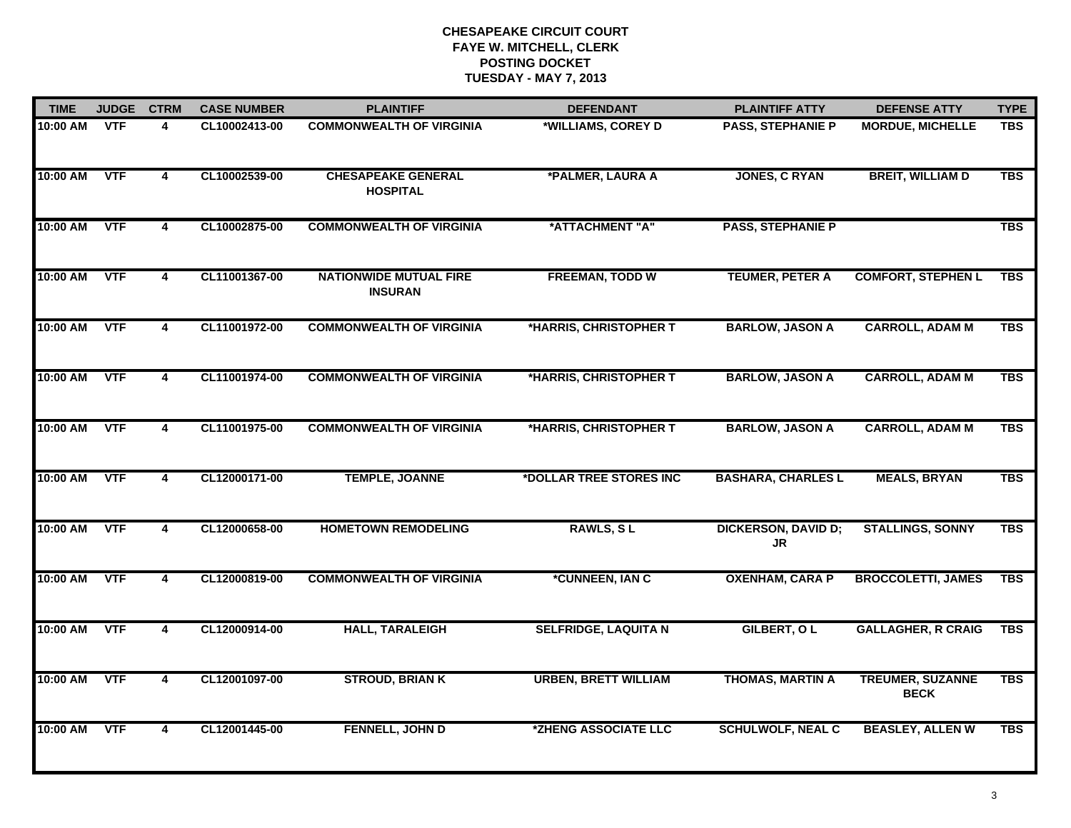**CHESAPEAKE CIRCUIT COURT**
**FAYE W. MITCHELL, CLERK**
**POSTING DOCKET**
**TUESDAY - MAY 7, 2013**

| TIME | JUDGE | CTRM | CASE NUMBER | PLAINTIFF | DEFENDANT | PLAINTIFF ATTY | DEFENSE ATTY | TYPE |
|---|---|---|---|---|---|---|---|---|
| 10:00 AM | VTF | 4 | CL10002413-00 | COMMONWEALTH OF VIRGINIA | *WILLIAMS, COREY D | PASS, STEPHANIE P | MORDUE, MICHELLE | TBS |
| 10:00 AM | VTF | 4 | CL10002539-00 | CHESAPEAKE GENERAL HOSPITAL | *PALMER, LAURA A | JONES, C RYAN | BREIT, WILLIAM D | TBS |
| 10:00 AM | VTF | 4 | CL10002875-00 | COMMONWEALTH OF VIRGINIA | *ATTACHMENT "A" | PASS, STEPHANIE P | | TBS |
| 10:00 AM | VTF | 4 | CL11001367-00 | NATIONWIDE MUTUAL FIRE INSURAN | FREEMAN, TODD W | TEUMER, PETER A | COMFORT, STEPHEN L | TBS |
| 10:00 AM | VTF | 4 | CL11001972-00 | COMMONWEALTH OF VIRGINIA | *HARRIS, CHRISTOPHER T | BARLOW, JASON A | CARROLL, ADAM M | TBS |
| 10:00 AM | VTF | 4 | CL11001974-00 | COMMONWEALTH OF VIRGINIA | *HARRIS, CHRISTOPHER T | BARLOW, JASON A | CARROLL, ADAM M | TBS |
| 10:00 AM | VTF | 4 | CL11001975-00 | COMMONWEALTH OF VIRGINIA | *HARRIS, CHRISTOPHER T | BARLOW, JASON A | CARROLL, ADAM M | TBS |
| 10:00 AM | VTF | 4 | CL12000171-00 | TEMPLE, JOANNE | *DOLLAR TREE STORES INC | BASHARA, CHARLES L | MEALS, BRYAN | TBS |
| 10:00 AM | VTF | 4 | CL12000658-00 | HOMETOWN REMODELING | RAWLS, S L | DICKERSON, DAVID D; JR | STALLINGS, SONNY | TBS |
| 10:00 AM | VTF | 4 | CL12000819-00 | COMMONWEALTH OF VIRGINIA | *CUNNEEN, IAN C | OXENHAM, CARA P | BROCCOLETTI, JAMES | TBS |
| 10:00 AM | VTF | 4 | CL12000914-00 | HALL, TARALEIGH | SELFRIDGE, LAQUITA N | GILBERT, O L | GALLAGHER, R CRAIG | TBS |
| 10:00 AM | VTF | 4 | CL12001097-00 | STROUD, BRIAN K | URBEN, BRETT WILLIAM | THOMAS, MARTIN A | TREUMER, SUZANNE BECK | TBS |
| 10:00 AM | VTF | 4 | CL12001445-00 | FENNELL, JOHN D | *ZHENG ASSOCIATE LLC | SCHULWOLF, NEAL C | BEASLEY, ALLEN W | TBS |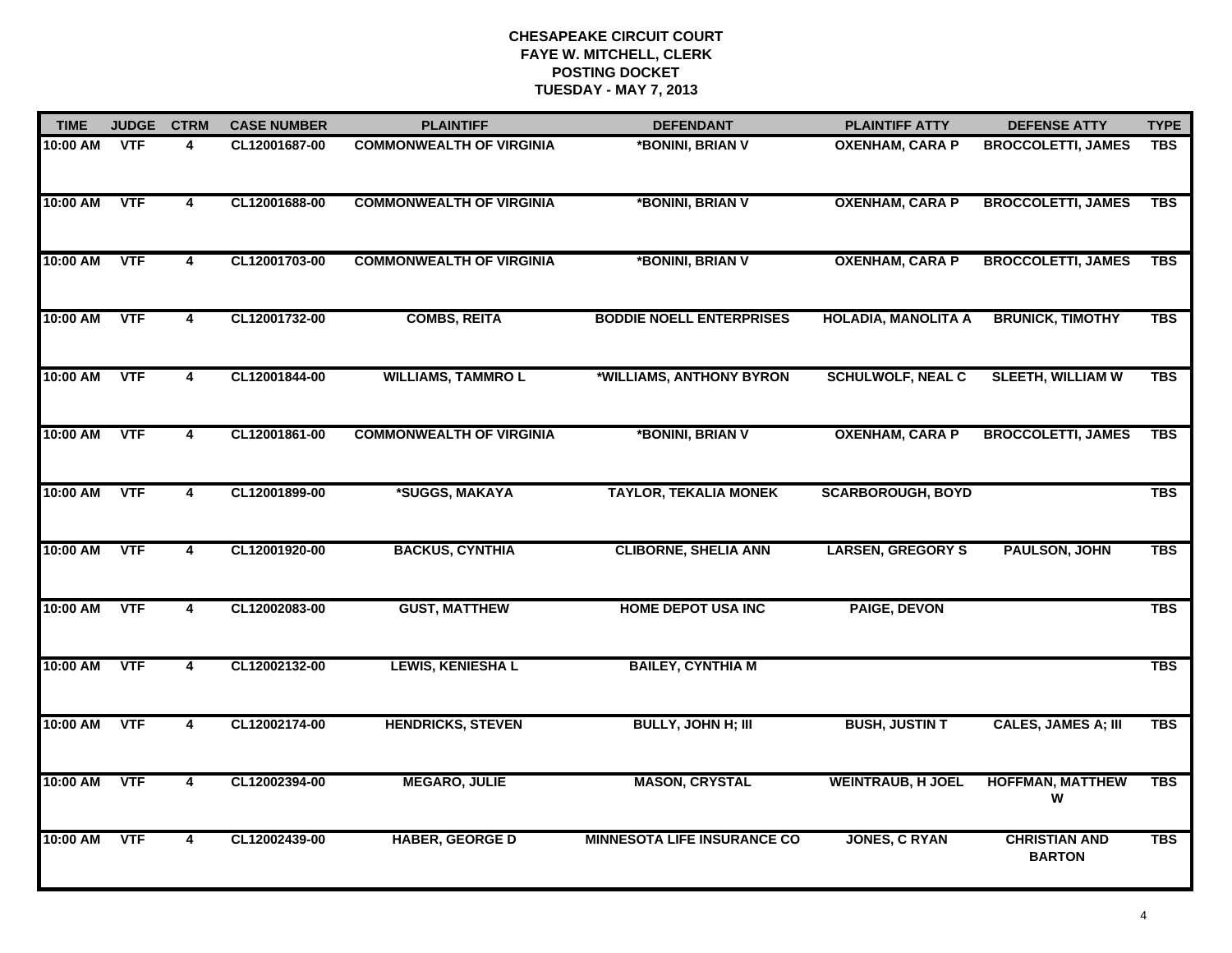**CHESAPEAKE CIRCUIT COURT**
**FAYE W. MITCHELL, CLERK**
**POSTING DOCKET**
**TUESDAY - MAY 7, 2013**

| TIME | JUDGE | CTRM | CASE NUMBER | PLAINTIFF | DEFENDANT | PLAINTIFF ATTY | DEFENSE ATTY | TYPE |
|---|---|---|---|---|---|---|---|---|
| 10:00 AM | VTF | 4 | CL12001687-00 | COMMONWEALTH OF VIRGINIA | *BONINI, BRIAN V | OXENHAM, CARA P | BROCCOLETTI, JAMES | TBS |
| 10:00 AM | VTF | 4 | CL12001688-00 | COMMONWEALTH OF VIRGINIA | *BONINI, BRIAN V | OXENHAM, CARA P | BROCCOLETTI, JAMES | TBS |
| 10:00 AM | VTF | 4 | CL12001703-00 | COMMONWEALTH OF VIRGINIA | *BONINI, BRIAN V | OXENHAM, CARA P | BROCCOLETTI, JAMES | TBS |
| 10:00 AM | VTF | 4 | CL12001732-00 | COMBS, REITA | BODDIE NOELL ENTERPRISES | HOLADIA, MANOLITA A | BRUNICK, TIMOTHY | TBS |
| 10:00 AM | VTF | 4 | CL12001844-00 | WILLIAMS, TAMMRO L | *WILLIAMS, ANTHONY BYRON | SCHULWOLF, NEAL C | SLEETH, WILLIAM W | TBS |
| 10:00 AM | VTF | 4 | CL12001861-00 | COMMONWEALTH OF VIRGINIA | *BONINI, BRIAN V | OXENHAM, CARA P | BROCCOLETTI, JAMES | TBS |
| 10:00 AM | VTF | 4 | CL12001899-00 | *SUGGS, MAKAYA | TAYLOR, TEKALIA MONEK | SCARBOROUGH, BOYD | | TBS |
| 10:00 AM | VTF | 4 | CL12001920-00 | BACKUS, CYNTHIA | CLIBORNE, SHELIA ANN | LARSEN, GREGORY S | PAULSON, JOHN | TBS |
| 10:00 AM | VTF | 4 | CL12002083-00 | GUST, MATTHEW | HOME DEPOT USA INC | PAIGE, DEVON | | TBS |
| 10:00 AM | VTF | 4 | CL12002132-00 | LEWIS, KENIESHA L | BAILEY, CYNTHIA M | | | TBS |
| 10:00 AM | VTF | 4 | CL12002174-00 | HENDRICKS, STEVEN | BULLY, JOHN H; III | BUSH, JUSTIN T | CALES, JAMES A; III | TBS |
| 10:00 AM | VTF | 4 | CL12002394-00 | MEGARO, JULIE | MASON, CRYSTAL | WEINTRAUB, H JOEL | HOFFMAN, MATTHEW W | TBS |
| 10:00 AM | VTF | 4 | CL12002439-00 | HABER, GEORGE D | MINNESOTA LIFE INSURANCE CO | JONES, C RYAN | CHRISTIAN AND BARTON | TBS |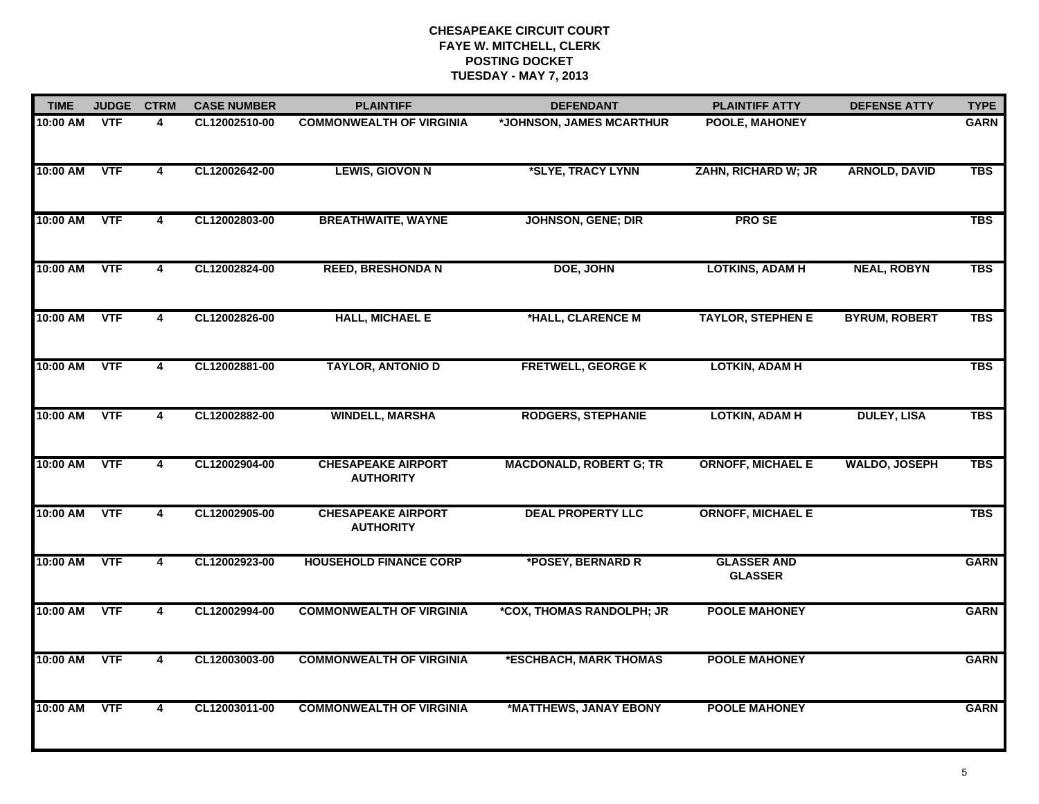# CHESAPEAKE CIRCUIT COURT
## FAYE W. MITCHELL, CLERK
## POSTING DOCKET
## TUESDAY - MAY 7, 2013

| TIME | JUDGE | CTRM | CASE NUMBER | PLAINTIFF | DEFENDANT | PLAINTIFF ATTY | DEFENSE ATTY | TYPE |
|---|---|---|---|---|---|---|---|---|
| 10:00 AM | VTF | 4 | CL12002510-00 | COMMONWEALTH OF VIRGINIA | *JOHNSON, JAMES MCARTHUR | POOLE, MAHONEY | | GARN |
| 10:00 AM | VTF | 4 | CL12002642-00 | LEWIS, GIOVON N | *SLYE, TRACY LYNN | ZAHN, RICHARD W; JR | ARNOLD, DAVID | TBS |
| 10:00 AM | VTF | 4 | CL12002803-00 | BREATHWAITE, WAYNE | JOHNSON, GENE; DIR | PRO SE | | TBS |
| 10:00 AM | VTF | 4 | CL12002824-00 | REED, BRESHONDA N | DOE, JOHN | LOTKINS, ADAM H | NEAL, ROBYN | TBS |
| 10:00 AM | VTF | 4 | CL12002826-00 | HALL, MICHAEL E | *HALL, CLARENCE M | TAYLOR, STEPHEN E | BYRUM, ROBERT | TBS |
| 10:00 AM | VTF | 4 | CL12002881-00 | TAYLOR, ANTONIO D | FRETWELL, GEORGE K | LOTKIN, ADAM H | | TBS |
| 10:00 AM | VTF | 4 | CL12002882-00 | WINDELL, MARSHA | RODGERS, STEPHANIE | LOTKIN, ADAM H | DULEY, LISA | TBS |
| 10:00 AM | VTF | 4 | CL12002904-00 | CHESAPEAKE AIRPORT AUTHORITY | MACDONALD, ROBERT G; TR | ORNOFF, MICHAEL E | WALDO, JOSEPH | TBS |
| 10:00 AM | VTF | 4 | CL12002905-00 | CHESAPEAKE AIRPORT AUTHORITY | DEAL PROPERTY LLC | ORNOFF, MICHAEL E | | TBS |
| 10:00 AM | VTF | 4 | CL12002923-00 | HOUSEHOLD FINANCE CORP | *POSEY, BERNARD R | GLASSER AND GLASSER | | GARN |
| 10:00 AM | VTF | 4 | CL12002994-00 | COMMONWEALTH OF VIRGINIA | *COX, THOMAS RANDOLPH; JR | POOLE MAHONEY | | GARN |
| 10:00 AM | VTF | 4 | CL12003003-00 | COMMONWEALTH OF VIRGINIA | *ESCHBACH, MARK THOMAS | POOLE MAHONEY | | GARN |
| 10:00 AM | VTF | 4 | CL12003011-00 | COMMONWEALTH OF VIRGINIA | *MATTHEWS, JANAY EBONY | POOLE MAHONEY | | GARN |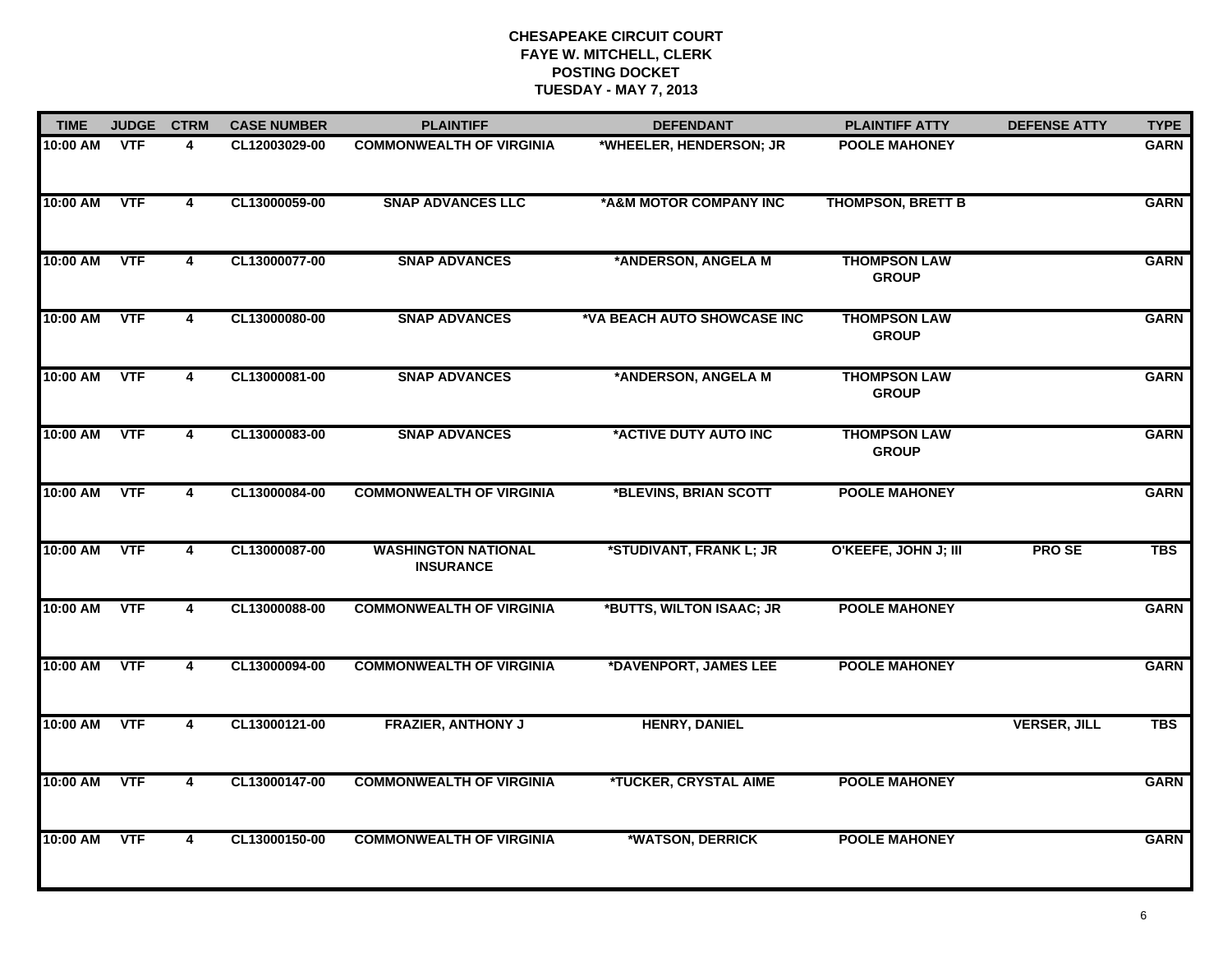**CHESAPEAKE CIRCUIT COURT**
**FAYE W. MITCHELL, CLERK**
**POSTING DOCKET**
**TUESDAY - MAY 7, 2013**

| TIME | JUDGE | CTRM | CASE NUMBER | PLAINTIFF | DEFENDANT | PLAINTIFF ATTY | DEFENSE ATTY | TYPE |
|---|---|---|---|---|---|---|---|---|
| 10:00 AM | VTF | 4 | CL12003029-00 | COMMONWEALTH OF VIRGINIA | *WHEELER, HENDERSON; JR | POOLE MAHONEY | | GARN |
| 10:00 AM | VTF | 4 | CL13000059-00 | SNAP ADVANCES LLC | *A&M MOTOR COMPANY INC | THOMPSON, BRETT B | | GARN |
| 10:00 AM | VTF | 4 | CL13000077-00 | SNAP ADVANCES | *ANDERSON, ANGELA M | THOMPSON LAW GROUP | | GARN |
| 10:00 AM | VTF | 4 | CL13000080-00 | SNAP ADVANCES | *VA BEACH AUTO SHOWCASE INC | THOMPSON LAW GROUP | | GARN |
| 10:00 AM | VTF | 4 | CL13000081-00 | SNAP ADVANCES | *ANDERSON, ANGELA M | THOMPSON LAW GROUP | | GARN |
| 10:00 AM | VTF | 4 | CL13000083-00 | SNAP ADVANCES | *ACTIVE DUTY AUTO INC | THOMPSON LAW GROUP | | GARN |
| 10:00 AM | VTF | 4 | CL13000084-00 | COMMONWEALTH OF VIRGINIA | *BLEVINS, BRIAN SCOTT | POOLE MAHONEY | | GARN |
| 10:00 AM | VTF | 4 | CL13000087-00 | WASHINGTON NATIONAL INSURANCE | *STUDIVANT, FRANK L; JR | O'KEEFE, JOHN J; III | PRO SE | TBS |
| 10:00 AM | VTF | 4 | CL13000088-00 | COMMONWEALTH OF VIRGINIA | *BUTTS, WILTON ISAAC; JR | POOLE MAHONEY | | GARN |
| 10:00 AM | VTF | 4 | CL13000094-00 | COMMONWEALTH OF VIRGINIA | *DAVENPORT, JAMES LEE | POOLE MAHONEY | | GARN |
| 10:00 AM | VTF | 4 | CL13000121-00 | FRAZIER, ANTHONY J | HENRY, DANIEL | | VERSER, JILL | TBS |
| 10:00 AM | VTF | 4 | CL13000147-00 | COMMONWEALTH OF VIRGINIA | *TUCKER, CRYSTAL AIME | POOLE MAHONEY | | GARN |
| 10:00 AM | VTF | 4 | CL13000150-00 | COMMONWEALTH OF VIRGINIA | *WATSON, DERRICK | POOLE MAHONEY | | GARN |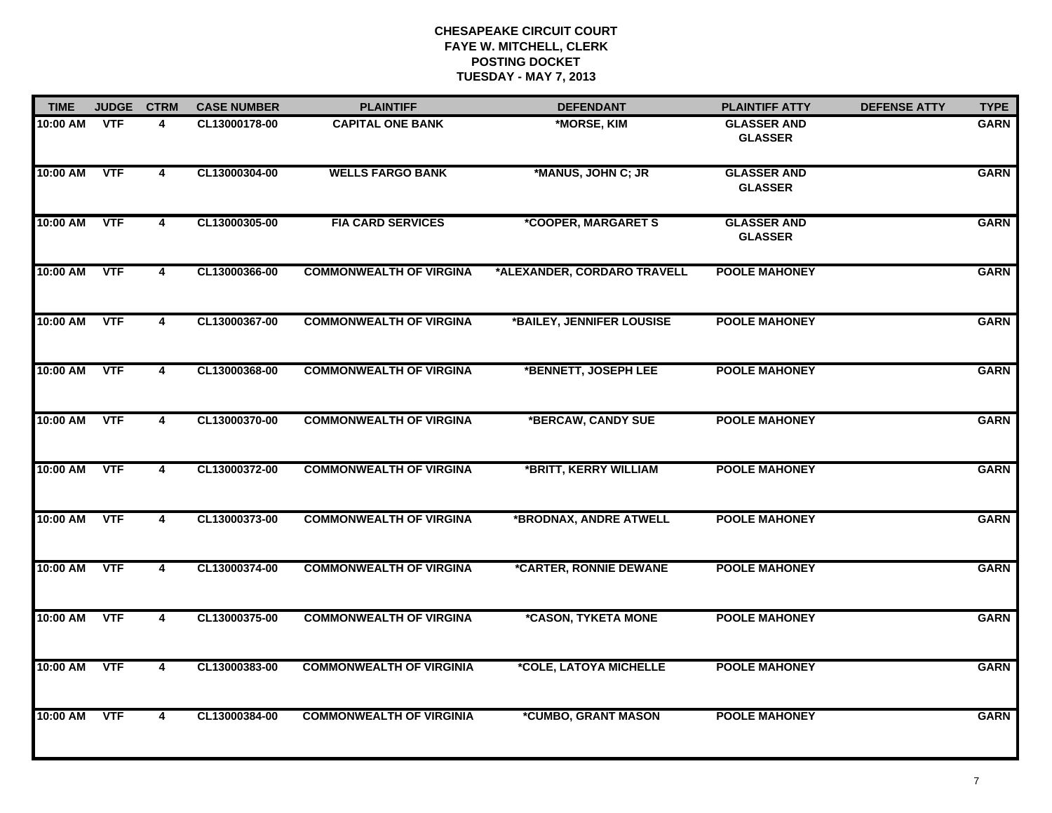# CHESAPEAKE CIRCUIT COURT
## FAYE W. MITCHELL, CLERK
## POSTING DOCKET
## TUESDAY - MAY 7, 2013

| TIME | JUDGE | CTRM | CASE NUMBER | PLAINTIFF | DEFENDANT | PLAINTIFF ATTY | DEFENSE ATTY | TYPE |
|---|---|---|---|---|---|---|---|---|
| 10:00 AM | VTF | 4 | CL13000178-00 | CAPITAL ONE BANK | *MORSE, KIM | GLASSER AND GLASSER | | GARN |
| 10:00 AM | VTF | 4 | CL13000304-00 | WELLS FARGO BANK | *MANUS, JOHN C; JR | GLASSER AND GLASSER | | GARN |
| 10:00 AM | VTF | 4 | CL13000305-00 | FIA CARD SERVICES | *COOPER, MARGARET S | GLASSER AND GLASSER | | GARN |
| 10:00 AM | VTF | 4 | CL13000366-00 | COMMONWEALTH OF VIRGINA | *ALEXANDER, CORDARO TRAVELL | POOLE MAHONEY | | GARN |
| 10:00 AM | VTF | 4 | CL13000367-00 | COMMONWEALTH OF VIRGINA | *BAILEY, JENNIFER LOUSISE | POOLE MAHONEY | | GARN |
| 10:00 AM | VTF | 4 | CL13000368-00 | COMMONWEALTH OF VIRGINA | *BENNETT, JOSEPH LEE | POOLE MAHONEY | | GARN |
| 10:00 AM | VTF | 4 | CL13000370-00 | COMMONWEALTH OF VIRGINA | *BERCAW, CANDY SUE | POOLE MAHONEY | | GARN |
| 10:00 AM | VTF | 4 | CL13000372-00 | COMMONWEALTH OF VIRGINA | *BRITT, KERRY WILLIAM | POOLE MAHONEY | | GARN |
| 10:00 AM | VTF | 4 | CL13000373-00 | COMMONWEALTH OF VIRGINA | *BRODNAX, ANDRE ATWELL | POOLE MAHONEY | | GARN |
| 10:00 AM | VTF | 4 | CL13000374-00 | COMMONWEALTH OF VIRGINA | *CARTER, RONNIE DEWANE | POOLE MAHONEY | | GARN |
| 10:00 AM | VTF | 4 | CL13000375-00 | COMMONWEALTH OF VIRGINA | *CASON, TYKETA MONE | POOLE MAHONEY | | GARN |
| 10:00 AM | VTF | 4 | CL13000383-00 | COMMONWEALTH OF VIRGINIA | *COLE, LATOYA MICHELLE | POOLE MAHONEY | | GARN |
| 10:00 AM | VTF | 4 | CL13000384-00 | COMMONWEALTH OF VIRGINIA | *CUMBO, GRANT MASON | POOLE MAHONEY | | GARN |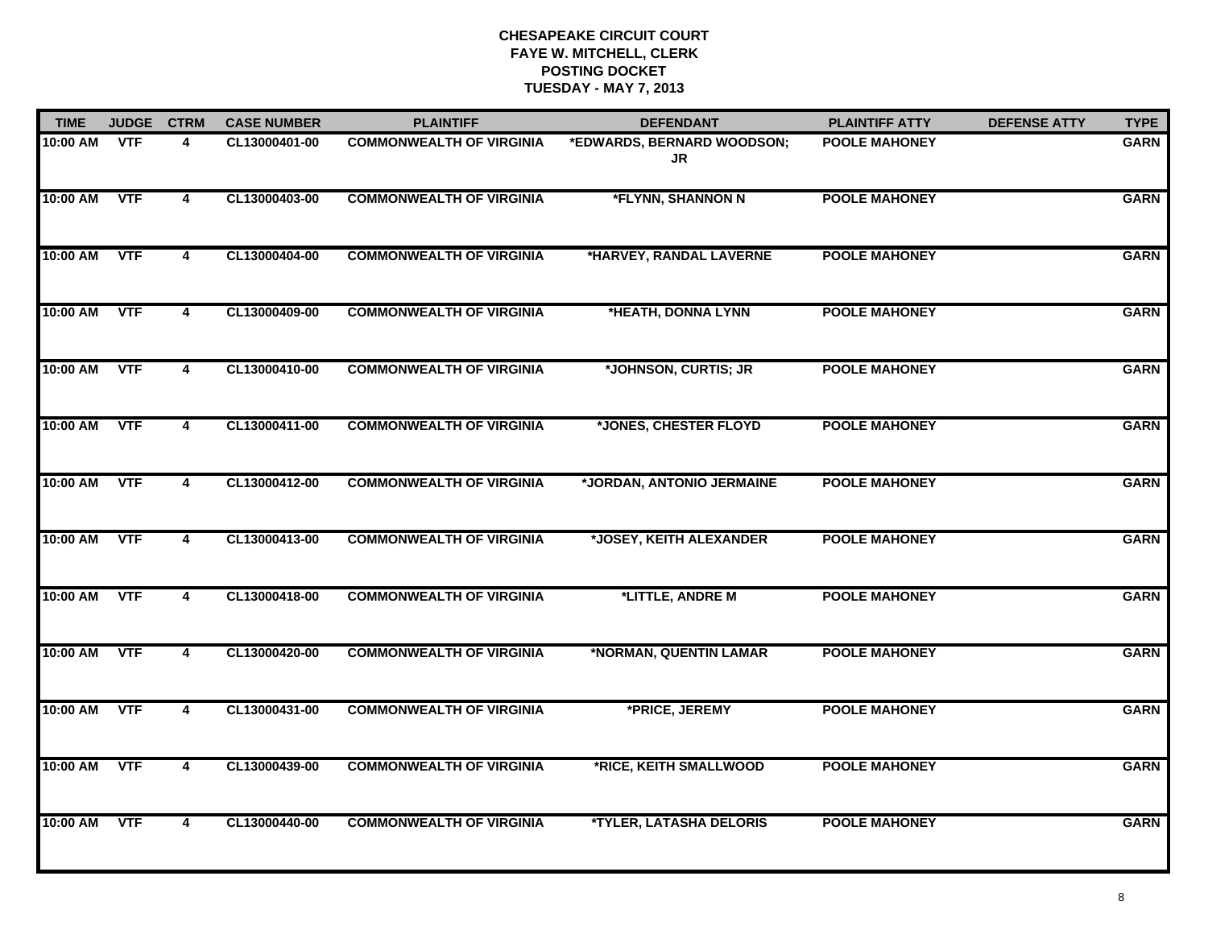**CHESAPEAKE CIRCUIT COURT**
**FAYE W. MITCHELL, CLERK**
**POSTING DOCKET**
**TUESDAY - MAY 7, 2013**

| TIME | JUDGE | CTRM | CASE NUMBER | PLAINTIFF | DEFENDANT | PLAINTIFF ATTY | DEFENSE ATTY | TYPE |
|---|---|---|---|---|---|---|---|---|
| 10:00 AM | VTF | 4 | CL13000401-00 | COMMONWEALTH OF VIRGINIA | *EDWARDS, BERNARD WOODSON; JR | POOLE MAHONEY | | GARN |
| 10:00 AM | VTF | 4 | CL13000403-00 | COMMONWEALTH OF VIRGINIA | *FLYNN, SHANNON N | POOLE MAHONEY | | GARN |
| 10:00 AM | VTF | 4 | CL13000404-00 | COMMONWEALTH OF VIRGINIA | *HARVEY, RANDAL LAVERNE | POOLE MAHONEY | | GARN |
| 10:00 AM | VTF | 4 | CL13000409-00 | COMMONWEALTH OF VIRGINIA | *HEATH, DONNA LYNN | POOLE MAHONEY | | GARN |
| 10:00 AM | VTF | 4 | CL13000410-00 | COMMONWEALTH OF VIRGINIA | *JOHNSON, CURTIS; JR | POOLE MAHONEY | | GARN |
| 10:00 AM | VTF | 4 | CL13000411-00 | COMMONWEALTH OF VIRGINIA | *JONES, CHESTER FLOYD | POOLE MAHONEY | | GARN |
| 10:00 AM | VTF | 4 | CL13000412-00 | COMMONWEALTH OF VIRGINIA | *JORDAN, ANTONIO JERMAINE | POOLE MAHONEY | | GARN |
| 10:00 AM | VTF | 4 | CL13000413-00 | COMMONWEALTH OF VIRGINIA | *JOSEY, KEITH ALEXANDER | POOLE MAHONEY | | GARN |
| 10:00 AM | VTF | 4 | CL13000418-00 | COMMONWEALTH OF VIRGINIA | *LITTLE, ANDRE M | POOLE MAHONEY | | GARN |
| 10:00 AM | VTF | 4 | CL13000420-00 | COMMONWEALTH OF VIRGINIA | *NORMAN, QUENTIN LAMAR | POOLE MAHONEY | | GARN |
| 10:00 AM | VTF | 4 | CL13000431-00 | COMMONWEALTH OF VIRGINIA | *PRICE, JEREMY | POOLE MAHONEY | | GARN |
| 10:00 AM | VTF | 4 | CL13000439-00 | COMMONWEALTH OF VIRGINIA | *RICE, KEITH SMALLWOOD | POOLE MAHONEY | | GARN |
| 10:00 AM | VTF | 4 | CL13000440-00 | COMMONWEALTH OF VIRGINIA | *TYLER, LATASHA DELORIS | POOLE MAHONEY | | GARN |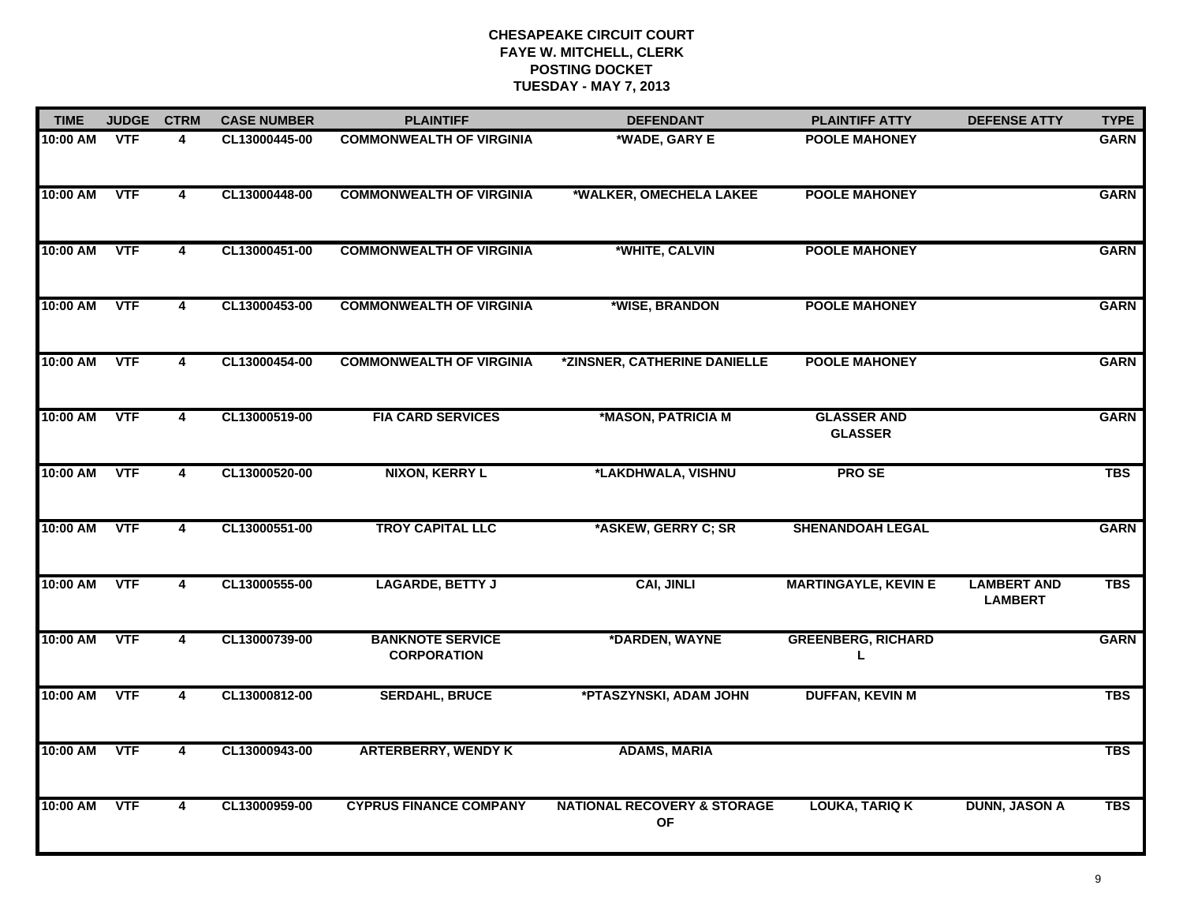**CHESAPEAKE CIRCUIT COURT**
**FAYE W. MITCHELL, CLERK**
**POSTING DOCKET**
**TUESDAY - MAY 7, 2013**

| TIME | JUDGE | CTRM | CASE NUMBER | PLAINTIFF | DEFENDANT | PLAINTIFF ATTY | DEFENSE ATTY | TYPE |
|---|---|---|---|---|---|---|---|---|
| 10:00 AM | VTF | 4 | CL13000445-00 | COMMONWEALTH OF VIRGINIA | *WADE, GARY E | POOLE MAHONEY | | GARN |
| 10:00 AM | VTF | 4 | CL13000448-00 | COMMONWEALTH OF VIRGINIA | *WALKER, OMECHELA LAKEE | POOLE MAHONEY | | GARN |
| 10:00 AM | VTF | 4 | CL13000451-00 | COMMONWEALTH OF VIRGINIA | *WHITE, CALVIN | POOLE MAHONEY | | GARN |
| 10:00 AM | VTF | 4 | CL13000453-00 | COMMONWEALTH OF VIRGINIA | *WISE, BRANDON | POOLE MAHONEY | | GARN |
| 10:00 AM | VTF | 4 | CL13000454-00 | COMMONWEALTH OF VIRGINIA | *ZINSNER, CATHERINE DANIELLE | POOLE MAHONEY | | GARN |
| 10:00 AM | VTF | 4 | CL13000519-00 | FIA CARD SERVICES | *MASON, PATRICIA M | GLASSER AND GLASSER | | GARN |
| 10:00 AM | VTF | 4 | CL13000520-00 | NIXON, KERRY L | *LAKDHWALA, VISHNU | PRO SE | | TBS |
| 10:00 AM | VTF | 4 | CL13000551-00 | TROY CAPITAL LLC | *ASKEW, GERRY C; SR | SHENANDOAH LEGAL | | GARN |
| 10:00 AM | VTF | 4 | CL13000555-00 | LAGARDE, BETTY J | CAI, JINLI | MARTINGAYLE, KEVIN E | LAMBERT AND LAMBERT | TBS |
| 10:00 AM | VTF | 4 | CL13000739-00 | BANKNOTE SERVICE CORPORATION | *DARDEN, WAYNE | GREENBERG, RICHARD L | | GARN |
| 10:00 AM | VTF | 4 | CL13000812-00 | SERDAHL, BRUCE | *PTASZYNSKI, ADAM JOHN | DUFFAN, KEVIN M | | TBS |
| 10:00 AM | VTF | 4 | CL13000943-00 | ARTERBERRY, WENDY K | ADAMS, MARIA | | | TBS |
| 10:00 AM | VTF | 4 | CL13000959-00 | CYPRUS FINANCE COMPANY | NATIONAL RECOVERY & STORAGE OF | LOUKA, TARIQ K | DUNN, JASON A | TBS |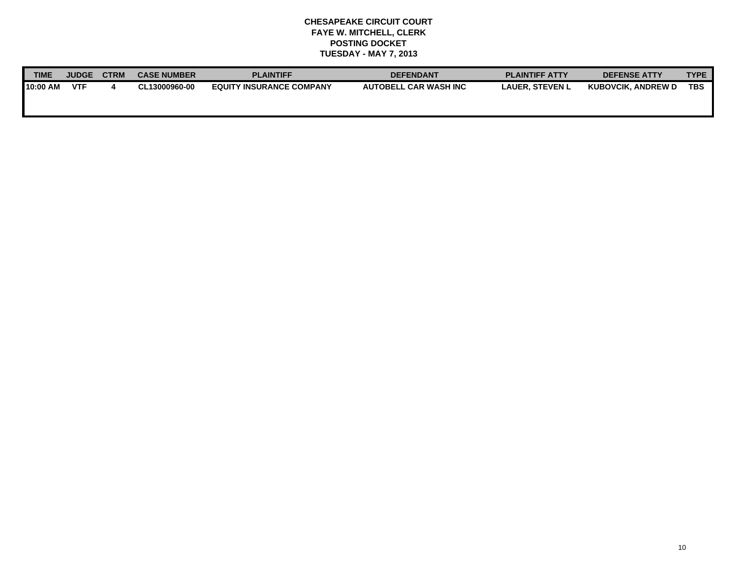**CHESAPEAKE CIRCUIT COURT**
**FAYE W. MITCHELL, CLERK**
**POSTING DOCKET**
**TUESDAY - MAY 7, 2013**

| TIME | JUDGE | CTRM | CASE NUMBER | PLAINTIFF | DEFENDANT | PLAINTIFF ATTY | DEFENSE ATTY | TYPE |
|---|---|---|---|---|---|---|---|---|
| 10:00 AM | VTF | 4 | CL13000960-00 | EQUITY INSURANCE COMPANY | AUTOBELL CAR WASH INC | LAUER, STEVEN L | KUBOVCIK, ANDREW D | TBS |